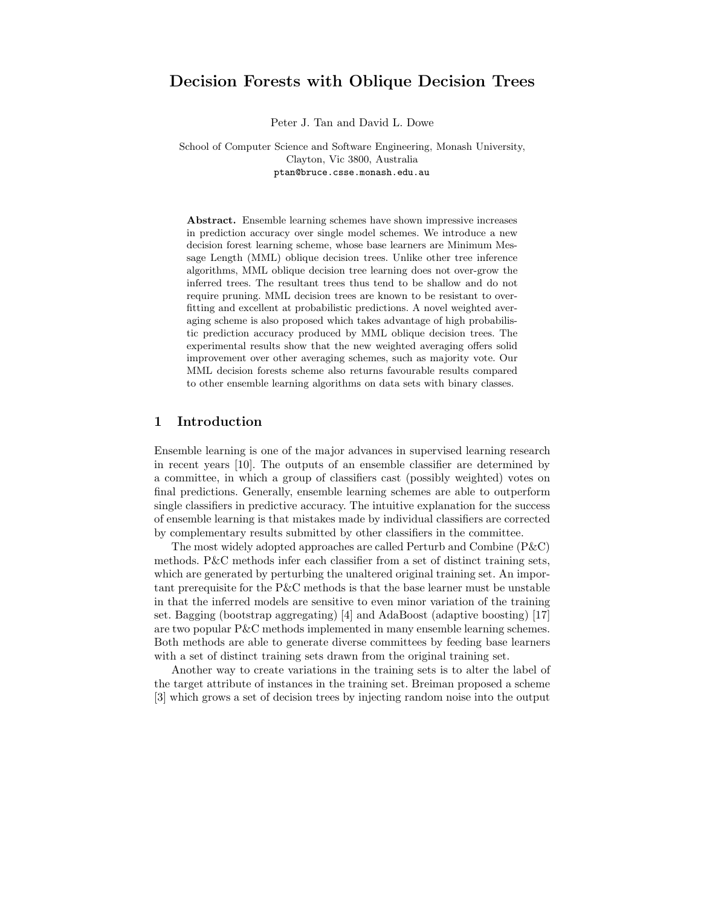# Decision Forests with Oblique Decision Trees

Peter J. Tan and David L. Dowe

School of Computer Science and Software Engineering, Monash University, Clayton, Vic 3800, Australia
ptan@bruce.csse.monash.edu.au

**Abstract.** Ensemble learning schemes have shown impressive increases in prediction accuracy over single model schemes. We introduce a new decision forest learning scheme, whose base learners are Minimum Message Length (MML) oblique decision trees. Unlike other tree inference algorithms, MML oblique decision tree learning does not over-grow the inferred trees. The resultant trees thus tend to be shallow and do not require pruning. MML decision trees are known to be resistant to over-fitting and excellent at probabilistic predictions. A novel weighted averaging scheme is also proposed which takes advantage of high probabilistic prediction accuracy produced by MML oblique decision trees. The experimental results show that the new weighted averaging offers solid improvement over other averaging schemes, such as majority vote. Our MML decision forests scheme also returns favourable results compared to other ensemble learning algorithms on data sets with binary classes.

## 1 Introduction

Ensemble learning is one of the major advances in supervised learning research in recent years [10]. The outputs of an ensemble classifier are determined by a committee, in which a group of classifiers cast (possibly weighted) votes on final predictions. Generally, ensemble learning schemes are able to outperform single classifiers in predictive accuracy. The intuitive explanation for the success of ensemble learning is that mistakes made by individual classifiers are corrected by complementary results submitted by other classifiers in the committee.

The most widely adopted approaches are called Perturb and Combine (P&C) methods. P&C methods infer each classifier from a set of distinct training sets, which are generated by perturbing the unaltered original training set. An important prerequisite for the P&C methods is that the base learner must be unstable in that the inferred models are sensitive to even minor variation of the training set. Bagging (bootstrap aggregating) [4] and AdaBoost (adaptive boosting) [17] are two popular P&C methods implemented in many ensemble learning schemes. Both methods are able to generate diverse committees by feeding base learners with a set of distinct training sets drawn from the original training set.

Another way to create variations in the training sets is to alter the label of the target attribute of instances in the training set. Breiman proposed a scheme [3] which grows a set of decision trees by injecting random noise into the output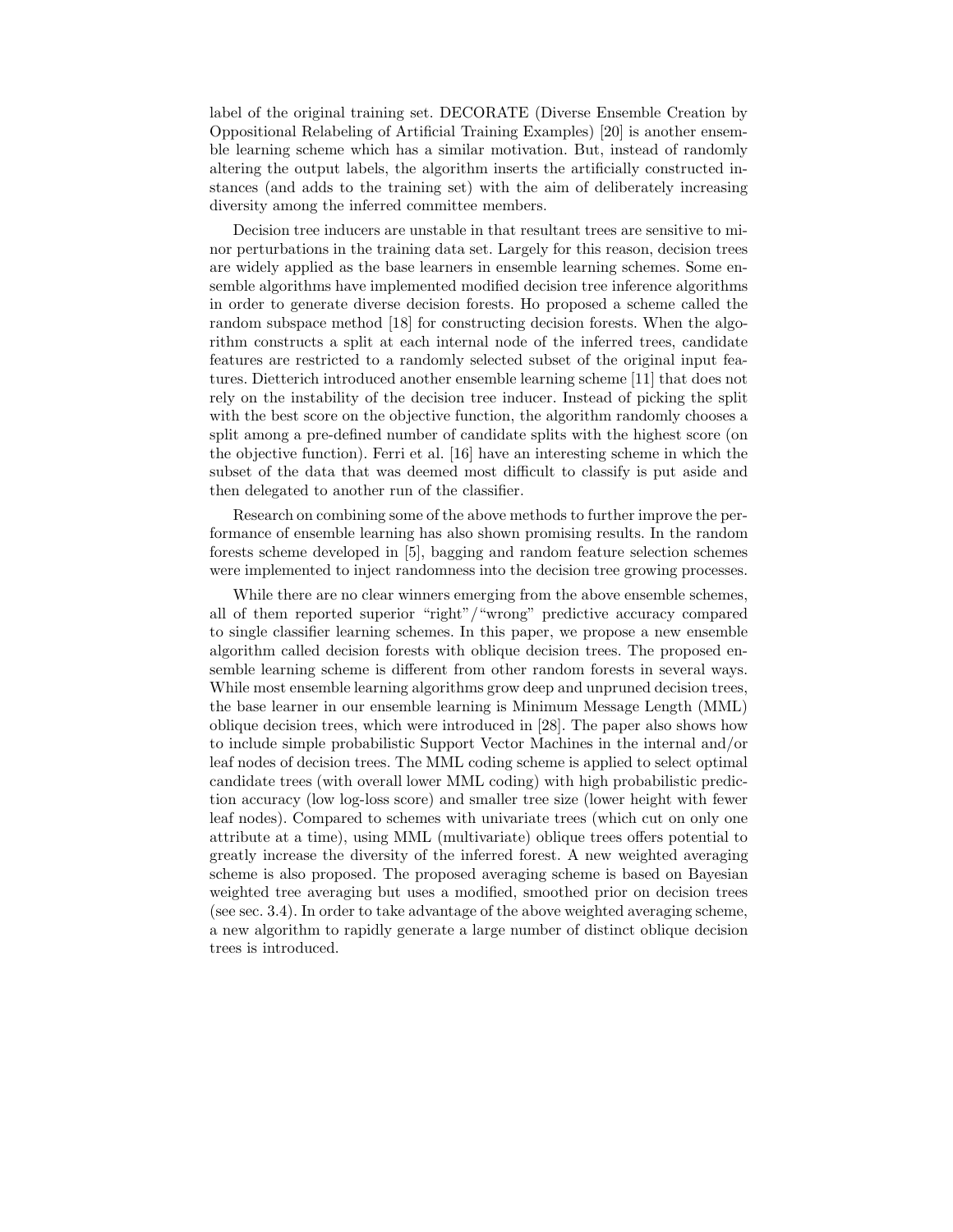label of the original training set. DECORATE (Diverse Ensemble Creation by Oppositional Relabeling of Artificial Training Examples) [20] is another ensemble learning scheme which has a similar motivation. But, instead of randomly altering the output labels, the algorithm inserts the artificially constructed instances (and adds to the training set) with the aim of deliberately increasing diversity among the inferred committee members.

Decision tree inducers are unstable in that resultant trees are sensitive to minor perturbations in the training data set. Largely for this reason, decision trees are widely applied as the base learners in ensemble learning schemes. Some ensemble algorithms have implemented modified decision tree inference algorithms in order to generate diverse decision forests. Ho proposed a scheme called the random subspace method [18] for constructing decision forests. When the algorithm constructs a split at each internal node of the inferred trees, candidate features are restricted to a randomly selected subset of the original input features. Dietterich introduced another ensemble learning scheme [11] that does not rely on the instability of the decision tree inducer. Instead of picking the split with the best score on the objective function, the algorithm randomly chooses a split among a pre-defined number of candidate splits with the highest score (on the objective function). Ferri et al. [16] have an interesting scheme in which the subset of the data that was deemed most difficult to classify is put aside and then delegated to another run of the classifier.

Research on combining some of the above methods to further improve the performance of ensemble learning has also shown promising results. In the random forests scheme developed in [5], bagging and random feature selection schemes were implemented to inject randomness into the decision tree growing processes.

While there are no clear winners emerging from the above ensemble schemes, all of them reported superior "right"/"wrong" predictive accuracy compared to single classifier learning schemes. In this paper, we propose a new ensemble algorithm called decision forests with oblique decision trees. The proposed ensemble learning scheme is different from other random forests in several ways. While most ensemble learning algorithms grow deep and unpruned decision trees, the base learner in our ensemble learning is Minimum Message Length (MML) oblique decision trees, which were introduced in [28]. The paper also shows how to include simple probabilistic Support Vector Machines in the internal and/or leaf nodes of decision trees. The MML coding scheme is applied to select optimal candidate trees (with overall lower MML coding) with high probabilistic prediction accuracy (low log-loss score) and smaller tree size (lower height with fewer leaf nodes). Compared to schemes with univariate trees (which cut on only one attribute at a time), using MML (multivariate) oblique trees offers potential to greatly increase the diversity of the inferred forest. A new weighted averaging scheme is also proposed. The proposed averaging scheme is based on Bayesian weighted tree averaging but uses a modified, smoothed prior on decision trees (see sec. 3.4). In order to take advantage of the above weighted averaging scheme, a new algorithm to rapidly generate a large number of distinct oblique decision trees is introduced.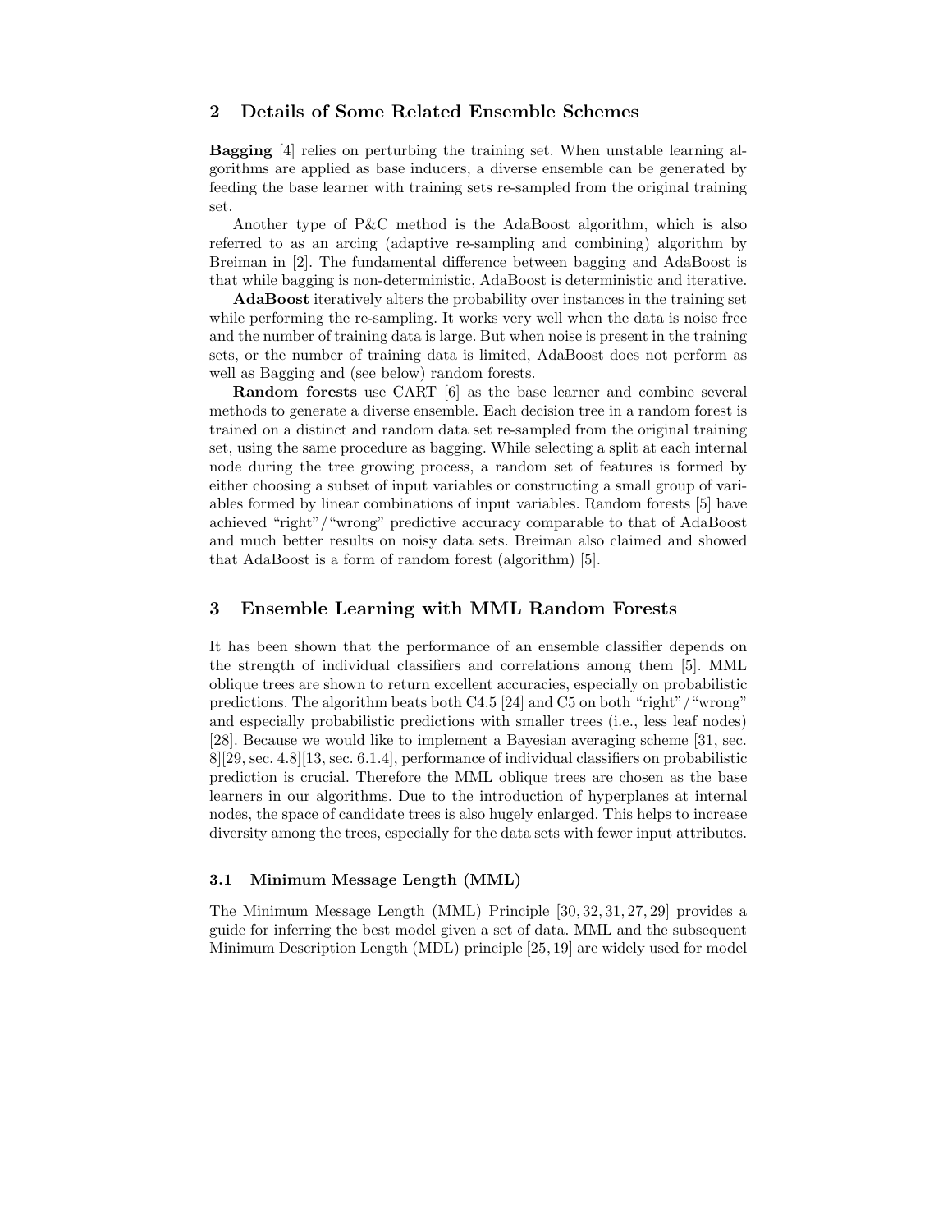## 2 Details of Some Related Ensemble Schemes

**Bagging** [4] relies on perturbing the training set. When unstable learning algorithms are applied as base inducers, a diverse ensemble can be generated by feeding the base learner with training sets re-sampled from the original training set.

Another type of P&C method is the AdaBoost algorithm, which is also referred to as an arcing (adaptive re-sampling and combining) algorithm by Breiman in [2]. The fundamental difference between bagging and AdaBoost is that while bagging is non-deterministic, AdaBoost is deterministic and iterative.

**AdaBoost** iteratively alters the probability over instances in the training set while performing the re-sampling. It works very well when the data is noise free and the number of training data is large. But when noise is present in the training sets, or the number of training data is limited, AdaBoost does not perform as well as Bagging and (see below) random forests.

**Random forests** use CART [6] as the base learner and combine several methods to generate a diverse ensemble. Each decision tree in a random forest is trained on a distinct and random data set re-sampled from the original training set, using the same procedure as bagging. While selecting a split at each internal node during the tree growing process, a random set of features is formed by either choosing a subset of input variables or constructing a small group of variables formed by linear combinations of input variables. Random forests [5] have achieved "right"/"wrong" predictive accuracy comparable to that of AdaBoost and much better results on noisy data sets. Breiman also claimed and showed that AdaBoost is a form of random forest (algorithm) [5].

## 3 Ensemble Learning with MML Random Forests

It has been shown that the performance of an ensemble classifier depends on the strength of individual classifiers and correlations among them [5]. MML oblique trees are shown to return excellent accuracies, especially on probabilistic predictions. The algorithm beats both C4.5 [24] and C5 on both "right"/"wrong" and especially probabilistic predictions with smaller trees (i.e., less leaf nodes) [28]. Because we would like to implement a Bayesian averaging scheme [31, sec. 8][29, sec. 4.8][13, sec. 6.1.4], performance of individual classifiers on probabilistic prediction is crucial. Therefore the MML oblique trees are chosen as the base learners in our algorithms. Due to the introduction of hyperplanes at internal nodes, the space of candidate trees is also hugely enlarged. This helps to increase diversity among the trees, especially for the data sets with fewer input attributes.

### 3.1 Minimum Message Length (MML)

The Minimum Message Length (MML) Principle [30, 32, 31, 27, 29] provides a guide for inferring the best model given a set of data. MML and the subsequent Minimum Description Length (MDL) principle [25, 19] are widely used for model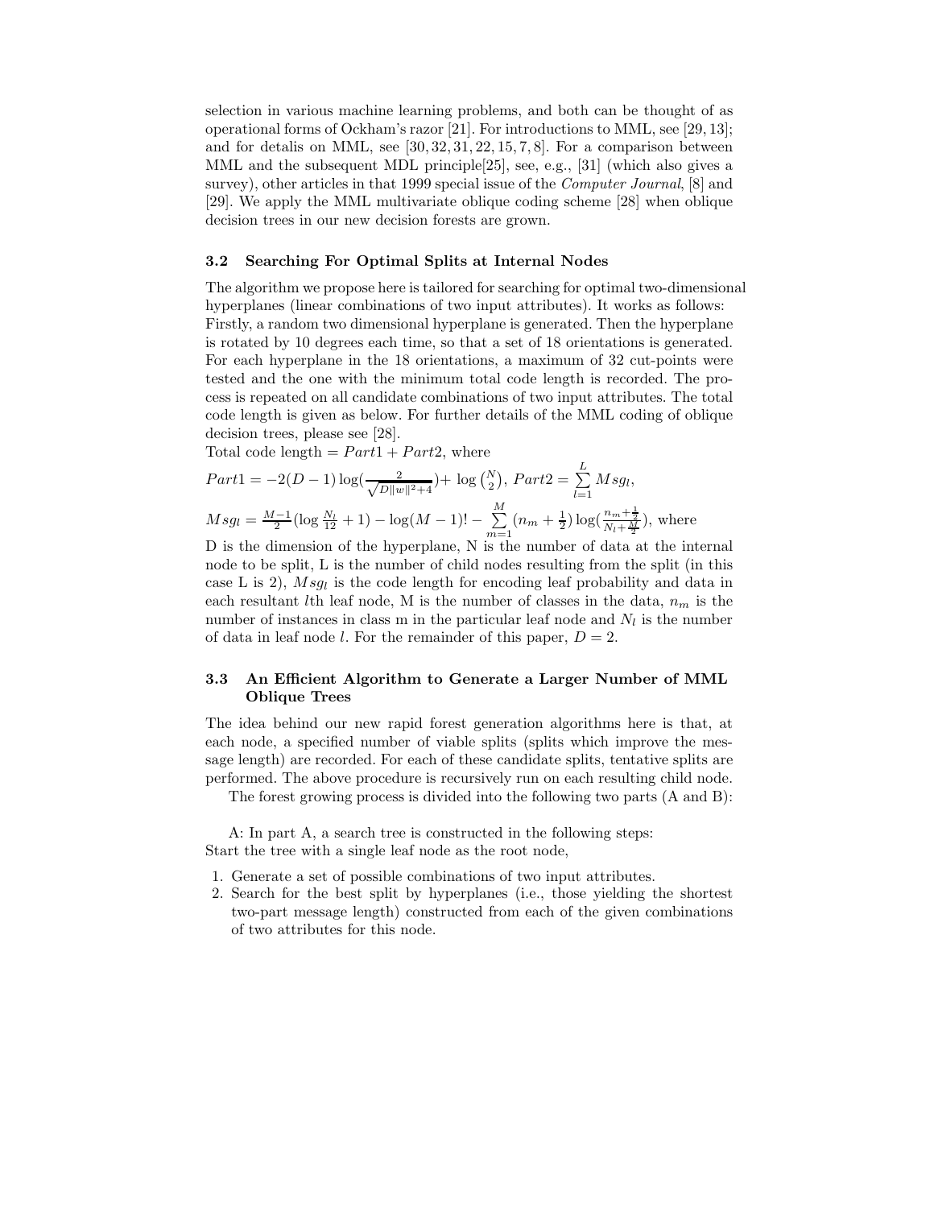selection in various machine learning problems, and both can be thought of as operational forms of Ockham's razor [21]. For introductions to MML, see [29, 13]; and for detalis on MML, see [30, 32, 31, 22, 15, 7, 8]. For a comparison between MML and the subsequent MDL principle[25], see, e.g., [31] (which also gives a survey), other articles in that 1999 special issue of the *Computer Journal*, [8] and [29]. We apply the MML multivariate oblique coding scheme [28] when oblique decision trees in our new decision forests are grown.

### 3.2 Searching For Optimal Splits at Internal Nodes

The algorithm we propose here is tailored for searching for optimal two-dimensional hyperplanes (linear combinations of two input attributes). It works as follows: Firstly, a random two dimensional hyperplane is generated. Then the hyperplane is rotated by 10 degrees each time, so that a set of 18 orientations is generated. For each hyperplane in the 18 orientations, a maximum of 32 cut-points were tested and the one with the minimum total code length is recorded. The process is repeated on all candidate combinations of two input attributes. The total code length is given as below. For further details of the MML coding of oblique decision trees, please see [28].

Total code length $= Part1 + Part2$, where

$Part1 = -2(D-1)\log(\frac{2}{\sqrt{D\|w\|^2+4}}) + \log\binom{N}{2}$, $Part2 = \sum_{l=1}^{L} Msg_l$,

$Msg_l = \frac{M-1}{2}(\log\frac{N_l}{12}+1) - \log(M-1)! - \sum_{m=1}^{M}(n_m+\frac{1}{2})\log(\frac{n_m+\frac{1}{2}}{N_l+\frac{M}{2}})$, where

D is the dimension of the hyperplane, N is the number of data at the internal node to be split, L is the number of child nodes resulting from the split (in this case L is 2), $Msg_l$ is the code length for encoding leaf probability and data in each resultant $l$th leaf node, M is the number of classes in the data, $n_m$ is the number of instances in class m in the particular leaf node and $N_l$ is the number of data in leaf node $l$. For the remainder of this paper, $D = 2$.

### 3.3 An Efficient Algorithm to Generate a Larger Number of MML Oblique Trees

The idea behind our new rapid forest generation algorithms here is that, at each node, a specified number of viable splits (splits which improve the message length) are recorded. For each of these candidate splits, tentative splits are performed. The above procedure is recursively run on each resulting child node.

The forest growing process is divided into the following two parts (A and B):

A: In part A, a search tree is constructed in the following steps:
Start the tree with a single leaf node as the root node,

1. Generate a set of possible combinations of two input attributes.
2. Search for the best split by hyperplanes (i.e., those yielding the shortest two-part message length) constructed from each of the given combinations of two attributes for this node.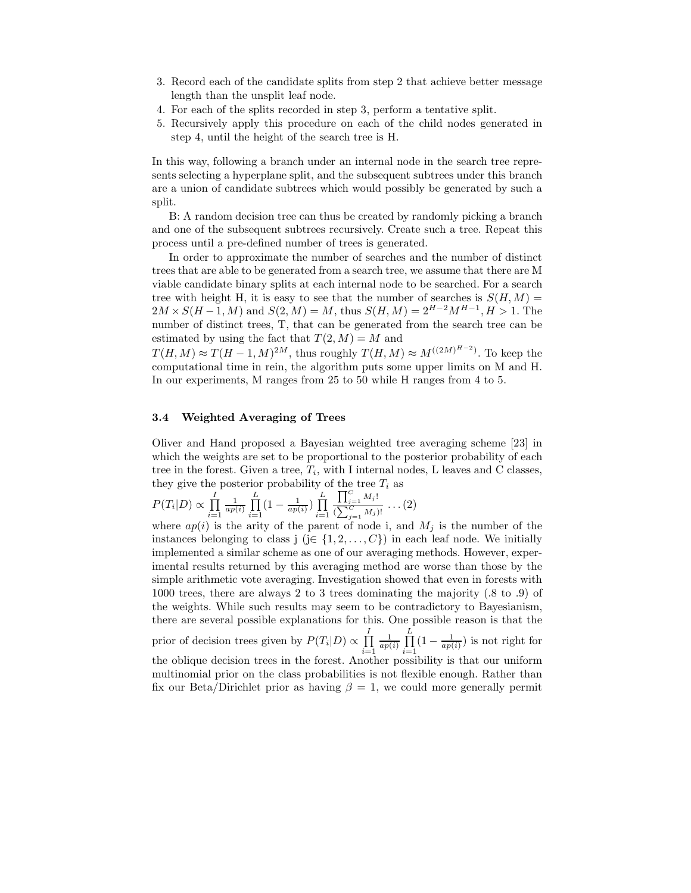3. Record each of the candidate splits from step 2 that achieve better message length than the unsplit leaf node.
4. For each of the splits recorded in step 3, perform a tentative split.
5. Recursively apply this procedure on each of the child nodes generated in step 4, until the height of the search tree is H.

In this way, following a branch under an internal node in the search tree represents selecting a hyperplane split, and the subsequent subtrees under this branch are a union of candidate subtrees which would possibly be generated by such a split.

B: A random decision tree can thus be created by randomly picking a branch and one of the subsequent subtrees recursively. Create such a tree. Repeat this process until a pre-defined number of trees is generated.

In order to approximate the number of searches and the number of distinct trees that are able to be generated from a search tree, we assume that there are M viable candidate binary splits at each internal node to be searched. For a search tree with height H, it is easy to see that the number of searches is $S(H, M) = 2M \times S(H-1, M)$ and $S(2, M) = M$, thus $S(H, M) = 2^{H-2}M^{H-1}, H > 1$. The number of distinct trees, T, that can be generated from the search tree can be estimated by using the fact that $T(2, M) = M$ and $T(H, M) \approx T(H-1, M)^{2M}$, thus roughly $T(H, M) \approx M^{((2M)^{H-2})}$. To keep the computational time in rein, the algorithm puts some upper limits on M and H. In our experiments, M ranges from 25 to 50 while H ranges from 4 to 5.

### 3.4 Weighted Averaging of Trees

Oliver and Hand proposed a Bayesian weighted tree averaging scheme [23] in which the weights are set to be proportional to the posterior probability of each tree in the forest. Given a tree, $T_i$, with I internal nodes, L leaves and C classes, they give the posterior probability of the tree $T_i$ as

$P(T_i|D) \propto \prod_{i=1}^{I} \frac{1}{ap(i)} \prod_{i=1}^{L} (1 - \frac{1}{ap(i)}) \prod_{i=1}^{L} \frac{\prod_{j=1}^{C} M_j!}{(\sum_{j=1}^{C} M_j)!} \ldots (2)$

where $ap(i)$ is the arity of the parent of node i, and $M_j$ is the number of the instances belonging to class j (j$\in \{1, 2, \ldots, C\}$) in each leaf node. We initially implemented a similar scheme as one of our averaging methods. However, experimental results returned by this averaging method are worse than those by the simple arithmetic vote averaging. Investigation showed that even in forests with 1000 trees, there are always 2 to 3 trees dominating the majority (.8 to .9) of the weights. While such results may seem to be contradictory to Bayesianism, there are several possible explanations for this. One possible reason is that the prior of decision trees given by $P(T_i|D) \propto \prod_{i=1}^{I} \frac{1}{ap(i)} \prod_{i=1}^{L} (1 - \frac{1}{ap(i)})$ is not right for the oblique decision trees in the forest. Another possibility is that our uniform multinomial prior on the class probabilities is not flexible enough. Rather than fix our Beta/Dirichlet prior as having $\beta = 1$, we could more generally permit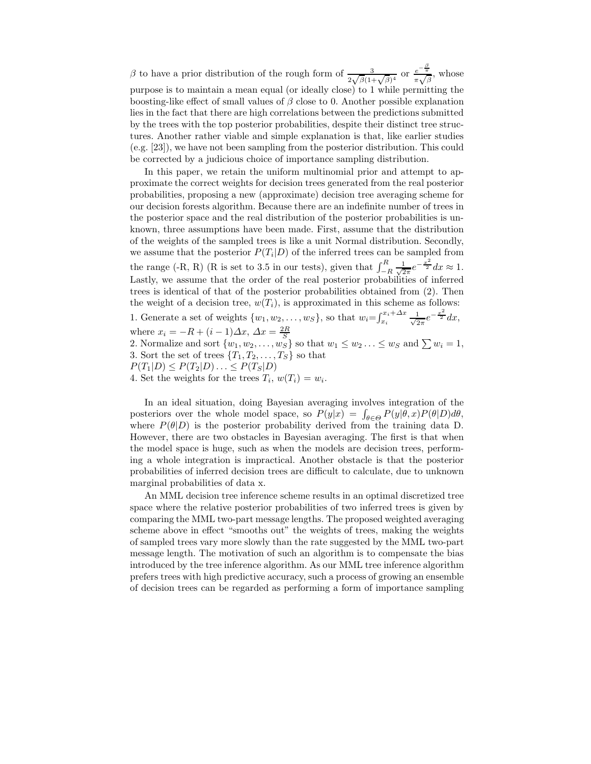$\beta$ to have a prior distribution of the rough form of $\frac{3}{2\sqrt{\beta}(1+\sqrt{\beta})^4}$ or $\frac{e^{-\frac{\beta}{\pi}}}{\pi\sqrt{\beta}}$, whose purpose is to maintain a mean equal (or ideally close) to 1 while permitting the boosting-like effect of small values of $\beta$ close to 0. Another possible explanation lies in the fact that there are high correlations between the predictions submitted by the trees with the top posterior probabilities, despite their distinct tree structures. Another rather viable and simple explanation is that, like earlier studies (e.g. [23]), we have not been sampling from the posterior distribution. This could be corrected by a judicious choice of importance sampling distribution.

In this paper, we retain the uniform multinomial prior and attempt to approximate the correct weights for decision trees generated from the real posterior probabilities, proposing a new (approximate) decision tree averaging scheme for our decision forests algorithm. Because there are an indefinite number of trees in the posterior space and the real distribution of the posterior probabilities is unknown, three assumptions have been made. First, assume that the distribution of the weights of the sampled trees is like a unit Normal distribution. Secondly, we assume that the posterior $P(T_i|D)$ of the inferred trees can be sampled from the range (-R, R) (R is set to 3.5 in our tests), given that $\int_{-R}^{R} \frac{1}{\sqrt{2\pi}} e^{-\frac{x^2}{2}} dx \approx 1$. Lastly, we assume that the order of the real posterior probabilities of inferred trees is identical of that of the posterior probabilities obtained from (2). Then the weight of a decision tree, $w(T_i)$, is approximated in this scheme as follows:

1. Generate a set of weights $\{w_1, w_2, \ldots, w_S\}$, so that $w_i = \int_{x_i}^{x_i+\Delta x} \frac{1}{\sqrt{2\pi}} e^{-\frac{x^2}{2}} dx$, where $x_i = -R + (i-1)\Delta x$, $\Delta x = \frac{2R}{S}$
2. Normalize and sort $\{w_1, w_2, \ldots, w_S\}$ so that $w_1 \leq w_2 \ldots \leq w_S$ and $\sum w_i = 1$,
3. Sort the set of trees $\{T_1, T_2, \ldots, T_S\}$ so that $P(T_1|D) \leq P(T_2|D) \ldots \leq P(T_S|D)$
4. Set the weights for the trees $T_i$, $w(T_i) = w_i$.

In an ideal situation, doing Bayesian averaging involves integration of the posteriors over the whole model space, so $P(y|x) = \int_{\theta \in \Theta} P(y|\theta, x) P(\theta|D) d\theta$, where $P(\theta|D)$ is the posterior probability derived from the training data D. However, there are two obstacles in Bayesian averaging. The first is that when the model space is huge, such as when the models are decision trees, performing a whole integration is impractical. Another obstacle is that the posterior probabilities of inferred decision trees are difficult to calculate, due to unknown marginal probabilities of data x.

An MML decision tree inference scheme results in an optimal discretized tree space where the relative posterior probabilities of two inferred trees is given by comparing the MML two-part message lengths. The proposed weighted averaging scheme above in effect "smooths out" the weights of trees, making the weights of sampled trees vary more slowly than the rate suggested by the MML two-part message length. The motivation of such an algorithm is to compensate the bias introduced by the tree inference algorithm. As our MML tree inference algorithm prefers trees with high predictive accuracy, such a process of growing an ensemble of decision trees can be regarded as performing a form of importance sampling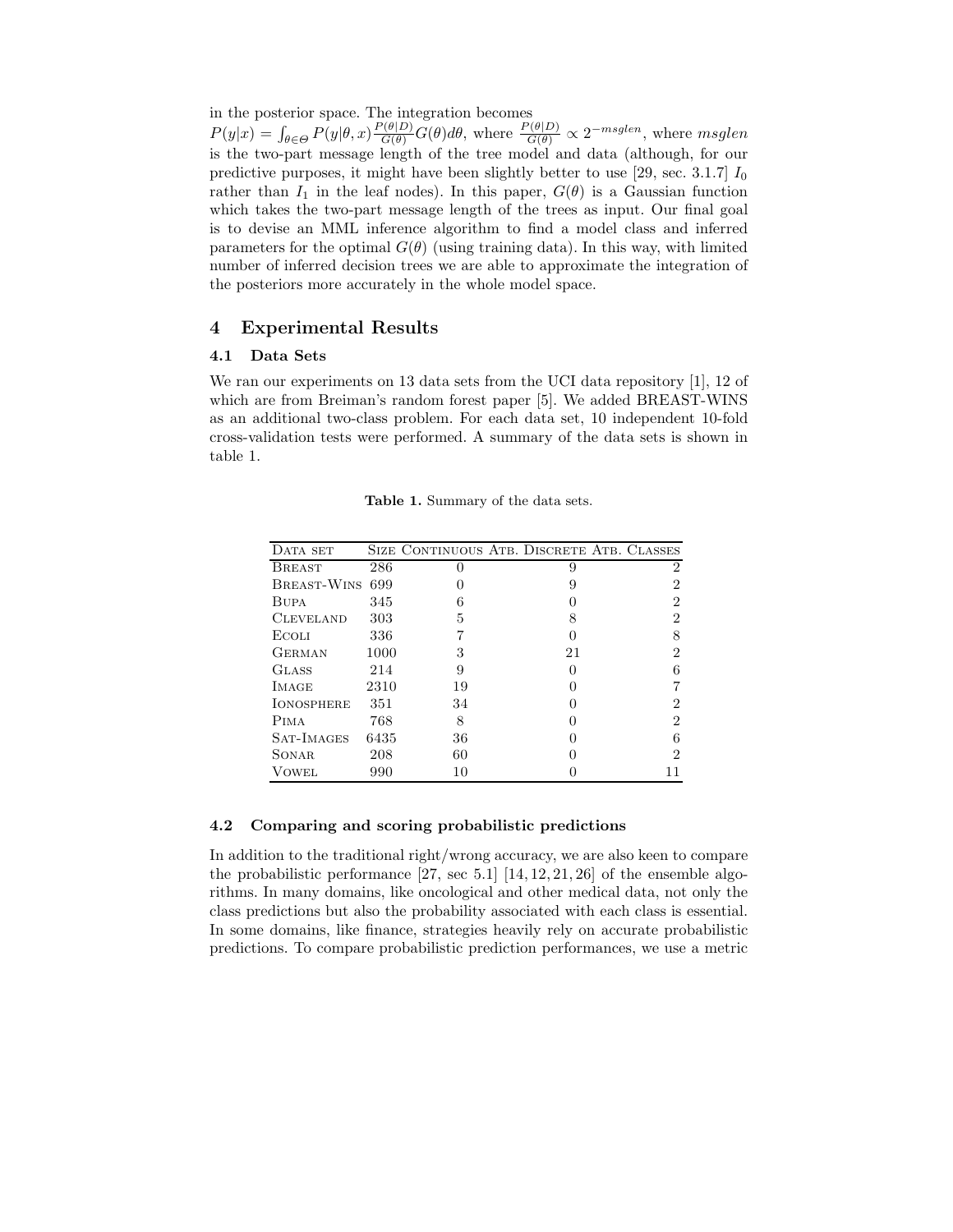in the posterior space. The integration becomes
$P(y|x) = \int_{\theta \in \Theta} P(y|\theta, x) \frac{P(\theta|D)}{G(\theta)} G(\theta) d\theta$, where $\frac{P(\theta|D)}{G(\theta)} \propto 2^{-msglen}$, where $msglen$ is the two-part message length of the tree model and data (although, for our predictive purposes, it might have been slightly better to use [29, sec. 3.1.7] $I_0$ rather than $I_1$ in the leaf nodes). In this paper, $G(\theta)$ is a Gaussian function which takes the two-part message length of the trees as input. Our final goal is to devise an MML inference algorithm to find a model class and inferred parameters for the optimal $G(\theta)$ (using training data). In this way, with limited number of inferred decision trees we are able to approximate the integration of the posteriors more accurately in the whole model space.

## 4 Experimental Results

### 4.1 Data Sets

We ran our experiments on 13 data sets from the UCI data repository [1], 12 of which are from Breiman's random forest paper [5]. We added BREAST-WINS as an additional two-class problem. For each data set, 10 independent 10-fold cross-validation tests were performed. A summary of the data sets is shown in table 1.

**Table 1.** Summary of the data sets.

| Data set | Size | Continuous Atb. | Discrete Atb. | Classes |
|---|---|---|---|---|
| Breast | 286 | 0 | 9 | 2 |
| Breast-Wins | 699 | 0 | 9 | 2 |
| Bupa | 345 | 6 | 0 | 2 |
| Cleveland | 303 | 5 | 8 | 2 |
| Ecoli | 336 | 7 | 0 | 8 |
| German | 1000 | 3 | 21 | 2 |
| Glass | 214 | 9 | 0 | 6 |
| Image | 2310 | 19 | 0 | 7 |
| Ionosphere | 351 | 34 | 0 | 2 |
| Pima | 768 | 8 | 0 | 2 |
| Sat-Images | 6435 | 36 | 0 | 6 |
| Sonar | 208 | 60 | 0 | 2 |
| Vowel | 990 | 10 | 0 | 11 |

### 4.2 Comparing and scoring probabilistic predictions

In addition to the traditional right/wrong accuracy, we are also keen to compare the probabilistic performance [27, sec 5.1] [14, 12, 21, 26] of the ensemble algorithms. In many domains, like oncological and other medical data, not only the class predictions but also the probability associated with each class is essential. In some domains, like finance, strategies heavily rely on accurate probabilistic predictions. To compare probabilistic prediction performances, we use a metric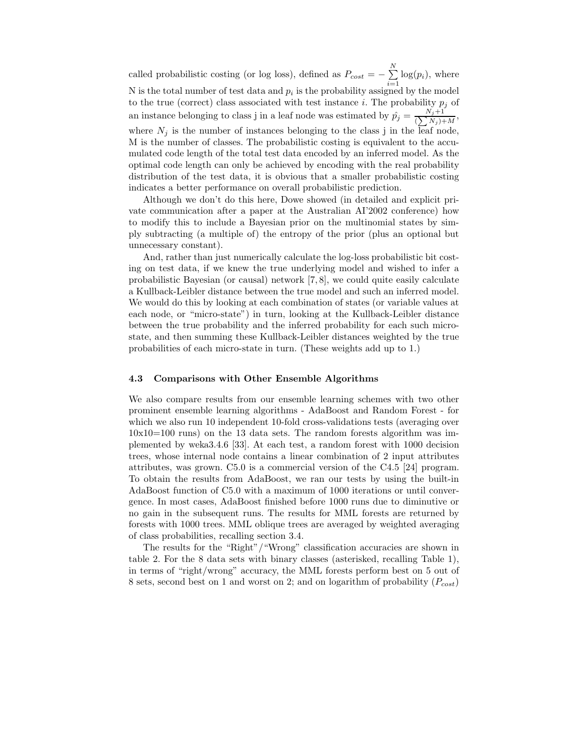called probabilistic costing (or log loss), defined as $P_{cost} = -\sum_{i=1}^{N} \log(p_i)$, where N is the total number of test data and $p_i$ is the probability assigned by the model to the true (correct) class associated with test instance $i$. The probability $p_j$ of an instance belonging to class j in a leaf node was estimated by $\hat{p_j} = \frac{N_j+1}{(\sum N_j)+M}$, where $N_j$ is the number of instances belonging to the class j in the leaf node, M is the number of classes. The probabilistic costing is equivalent to the accumulated code length of the total test data encoded by an inferred model. As the optimal code length can only be achieved by encoding with the real probability distribution of the test data, it is obvious that a smaller probabilistic costing indicates a better performance on overall probabilistic prediction.

Although we don't do this here, Dowe showed (in detailed and explicit private communication after a paper at the Australian AI'2002 conference) how to modify this to include a Bayesian prior on the multinomial states by simply subtracting (a multiple of) the entropy of the prior (plus an optional but unnecessary constant).

And, rather than just numerically calculate the log-loss probabilistic bit costing on test data, if we knew the true underlying model and wished to infer a probabilistic Bayesian (or causal) network [7, 8], we could quite easily calculate a Kullback-Leibler distance between the true model and such an inferred model. We would do this by looking at each combination of states (or variable values at each node, or "micro-state") in turn, looking at the Kullback-Leibler distance between the true probability and the inferred probability for each such micro-state, and then summing these Kullback-Leibler distances weighted by the true probabilities of each micro-state in turn. (These weights add up to 1.)

### 4.3 Comparisons with Other Ensemble Algorithms

We also compare results from our ensemble learning schemes with two other prominent ensemble learning algorithms - AdaBoost and Random Forest - for which we also run 10 independent 10-fold cross-validations tests (averaging over 10x10=100 runs) on the 13 data sets. The random forests algorithm was implemented by weka3.4.6 [33]. At each test, a random forest with 1000 decision trees, whose internal node contains a linear combination of 2 input attributes attributes, was grown. C5.0 is a commercial version of the C4.5 [24] program. To obtain the results from AdaBoost, we ran our tests by using the built-in AdaBoost function of C5.0 with a maximum of 1000 iterations or until convergence. In most cases, AdaBoost finished before 1000 runs due to diminutive or no gain in the subsequent runs. The results for MML forests are returned by forests with 1000 trees. MML oblique trees are averaged by weighted averaging of class probabilities, recalling section 3.4.

The results for the "Right"/"Wrong" classification accuracies are shown in table 2. For the 8 data sets with binary classes (asterisked, recalling Table 1), in terms of "right/wrong" accuracy, the MML forests perform best on 5 out of 8 sets, second best on 1 and worst on 2; and on logarithm of probability ($P_{cost}$)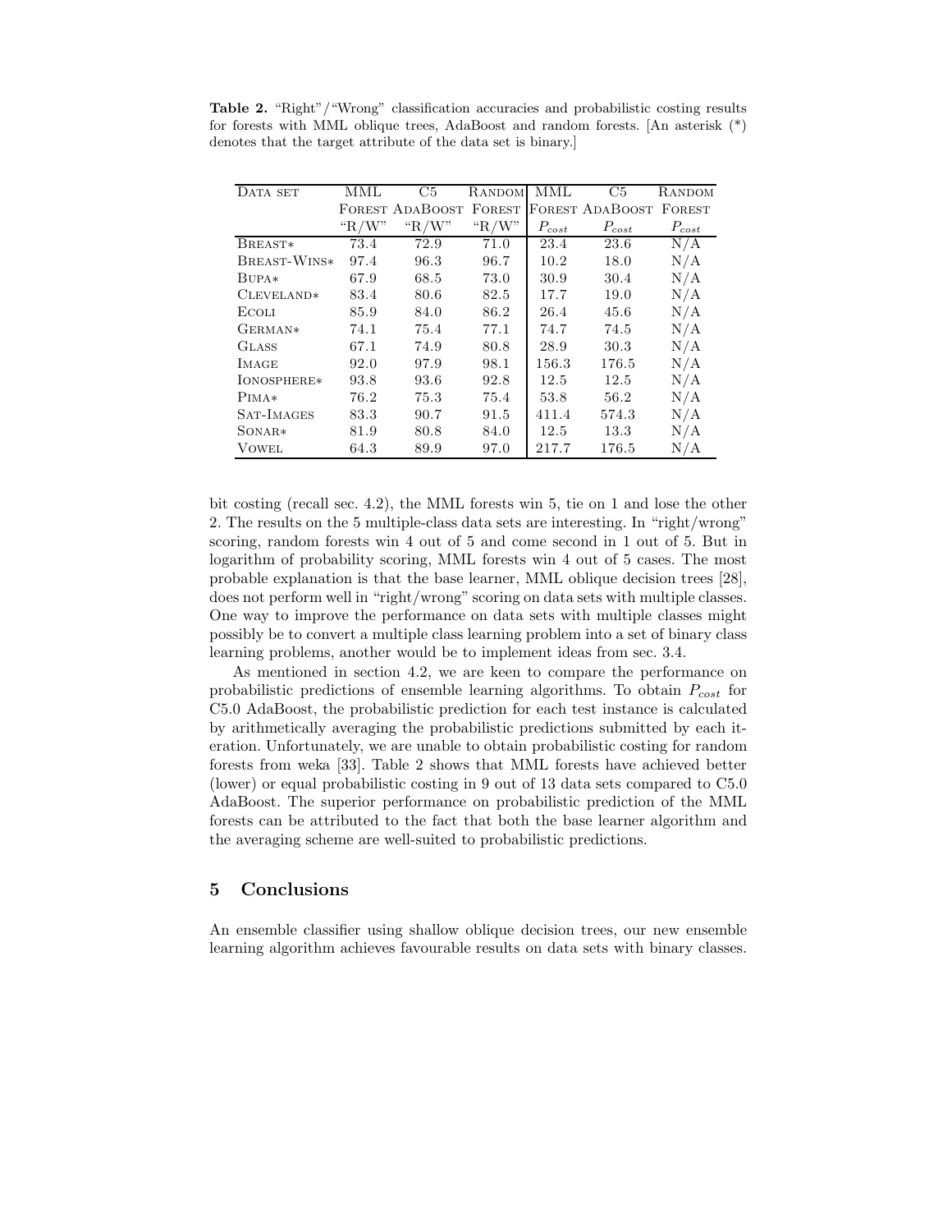**Table 2.** "Right"/"Wrong" classification accuracies and probabilistic costing results for forests with MML oblique trees, AdaBoost and random forests. [An asterisk (*) denotes that the target attribute of the data set is binary.]

| Data set | MML Forest "R/W" | C5 AdaBoost "R/W" | Random Forest "R/W" | MML Forest $P_{cost}$ | C5 AdaBoost $P_{cost}$ | Random Forest $P_{cost}$ |
|---|---|---|---|---|---|---|
| Breast* | 73.4 | 72.9 | 71.0 | 23.4 | 23.6 | N/A |
| Breast-Wins* | 97.4 | 96.3 | 96.7 | 10.2 | 18.0 | N/A |
| Bupa* | 67.9 | 68.5 | 73.0 | 30.9 | 30.4 | N/A |
| Cleveland* | 83.4 | 80.6 | 82.5 | 17.7 | 19.0 | N/A |
| Ecoli | 85.9 | 84.0 | 86.2 | 26.4 | 45.6 | N/A |
| German* | 74.1 | 75.4 | 77.1 | 74.7 | 74.5 | N/A |
| Glass | 67.1 | 74.9 | 80.8 | 28.9 | 30.3 | N/A |
| Image | 92.0 | 97.9 | 98.1 | 156.3 | 176.5 | N/A |
| Ionosphere* | 93.8 | 93.6 | 92.8 | 12.5 | 12.5 | N/A |
| Pima* | 76.2 | 75.3 | 75.4 | 53.8 | 56.2 | N/A |
| Sat-Images | 83.3 | 90.7 | 91.5 | 411.4 | 574.3 | N/A |
| Sonar* | 81.9 | 80.8 | 84.0 | 12.5 | 13.3 | N/A |
| Vowel | 64.3 | 89.9 | 97.0 | 217.7 | 176.5 | N/A |

bit costing (recall sec. 4.2), the MML forests win 5, tie on 1 and lose the other 2. The results on the 5 multiple-class data sets are interesting. In "right/wrong" scoring, random forests win 4 out of 5 and come second in 1 out of 5. But in logarithm of probability scoring, MML forests win 4 out of 5 cases. The most probable explanation is that the base learner, MML oblique decision trees [28], does not perform well in "right/wrong" scoring on data sets with multiple classes. One way to improve the performance on data sets with multiple classes might possibly be to convert a multiple class learning problem into a set of binary class learning problems, another would be to implement ideas from sec. 3.4.

As mentioned in section 4.2, we are keen to compare the performance on probabilistic predictions of ensemble learning algorithms. To obtain $P_{cost}$ for C5.0 AdaBoost, the probabilistic prediction for each test instance is calculated by arithmetically averaging the probabilistic predictions submitted by each iteration. Unfortunately, we are unable to obtain probabilistic costing for random forests from weka [33]. Table 2 shows that MML forests have achieved better (lower) or equal probabilistic costing in 9 out of 13 data sets compared to C5.0 AdaBoost. The superior performance on probabilistic prediction of the MML forests can be attributed to the fact that both the base learner algorithm and the averaging scheme are well-suited to probabilistic predictions.

## 5 Conclusions

An ensemble classifier using shallow oblique decision trees, our new ensemble learning algorithm achieves favourable results on data sets with binary classes.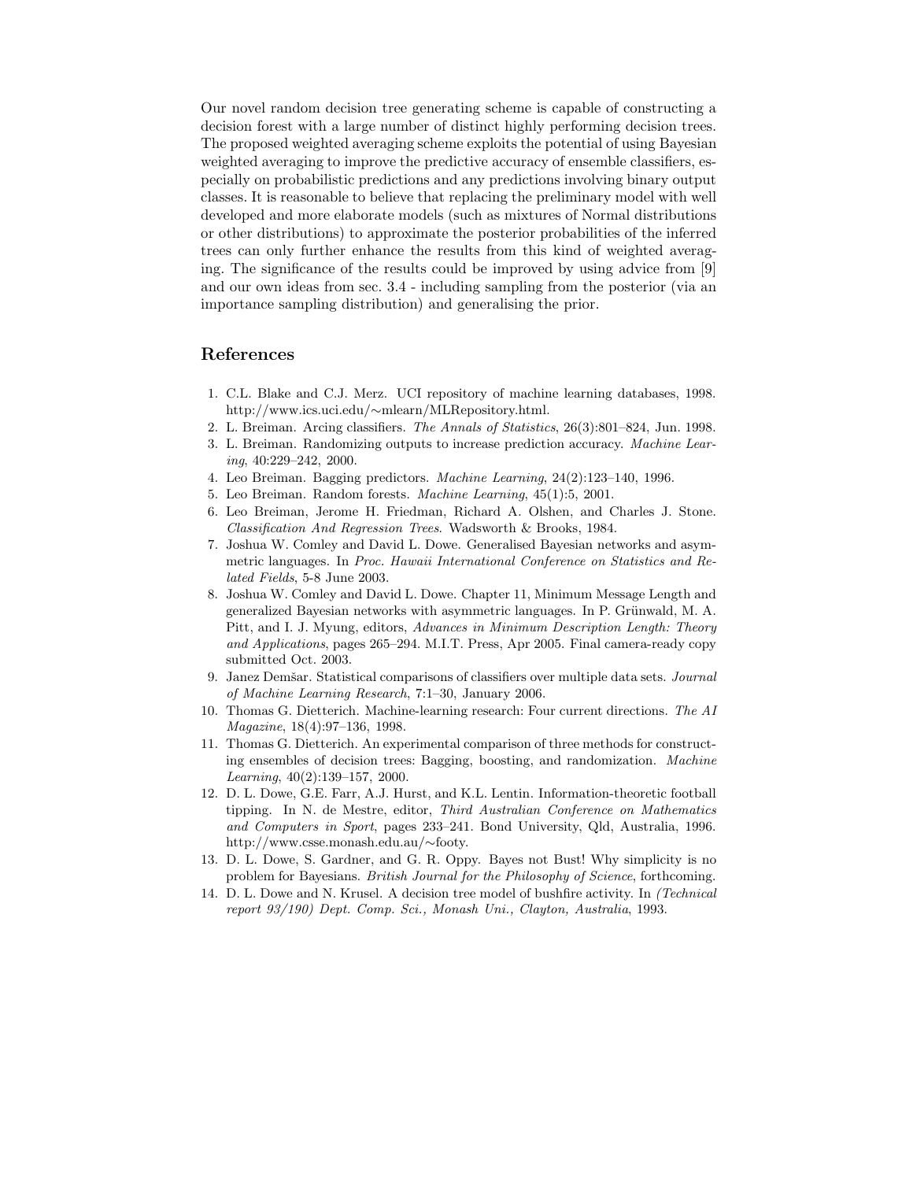Our novel random decision tree generating scheme is capable of constructing a decision forest with a large number of distinct highly performing decision trees. The proposed weighted averaging scheme exploits the potential of using Bayesian weighted averaging to improve the predictive accuracy of ensemble classifiers, especially on probabilistic predictions and any predictions involving binary output classes. It is reasonable to believe that replacing the preliminary model with well developed and more elaborate models (such as mixtures of Normal distributions or other distributions) to approximate the posterior probabilities of the inferred trees can only further enhance the results from this kind of weighted averaging. The significance of the results could be improved by using advice from [9] and our own ideas from sec. 3.4 - including sampling from the posterior (via an importance sampling distribution) and generalising the prior.

## References

1. C.L. Blake and C.J. Merz. UCI repository of machine learning databases, 1998. http://www.ics.uci.edu/∼mlearn/MLRepository.html.
2. L. Breiman. Arcing classifiers. *The Annals of Statistics*, 26(3):801–824, Jun. 1998.
3. L. Breiman. Randomizing outputs to increase prediction accuracy. *Machine Learing*, 40:229–242, 2000.
4. Leo Breiman. Bagging predictors. *Machine Learning*, 24(2):123–140, 1996.
5. Leo Breiman. Random forests. *Machine Learning*, 45(1):5, 2001.
6. Leo Breiman, Jerome H. Friedman, Richard A. Olshen, and Charles J. Stone. *Classification And Regression Trees*. Wadsworth & Brooks, 1984.
7. Joshua W. Comley and David L. Dowe. Generalised Bayesian networks and asymmetric languages. In *Proc. Hawaii International Conference on Statistics and Related Fields*, 5-8 June 2003.
8. Joshua W. Comley and David L. Dowe. Chapter 11, Minimum Message Length and generalized Bayesian networks with asymmetric languages. In P. Grünwald, M. A. Pitt, and I. J. Myung, editors, *Advances in Minimum Description Length: Theory and Applications*, pages 265–294. M.I.T. Press, Apr 2005. Final camera-ready copy submitted Oct. 2003.
9. Janez Demšar. Statistical comparisons of classifiers over multiple data sets. *Journal of Machine Learning Research*, 7:1–30, January 2006.
10. Thomas G. Dietterich. Machine-learning research: Four current directions. *The AI Magazine*, 18(4):97–136, 1998.
11. Thomas G. Dietterich. An experimental comparison of three methods for constructing ensembles of decision trees: Bagging, boosting, and randomization. *Machine Learning*, 40(2):139–157, 2000.
12. D. L. Dowe, G.E. Farr, A.J. Hurst, and K.L. Lentin. Information-theoretic football tipping. In N. de Mestre, editor, *Third Australian Conference on Mathematics and Computers in Sport*, pages 233–241. Bond University, Qld, Australia, 1996. http://www.csse.monash.edu.au/∼footy.
13. D. L. Dowe, S. Gardner, and G. R. Oppy. Bayes not Bust! Why simplicity is no problem for Bayesians. *British Journal for the Philosophy of Science*, forthcoming.
14. D. L. Dowe and N. Krusel. A decision tree model of bushfire activity. In *(Technical report 93/190) Dept. Comp. Sci., Monash Uni., Clayton, Australia*, 1993.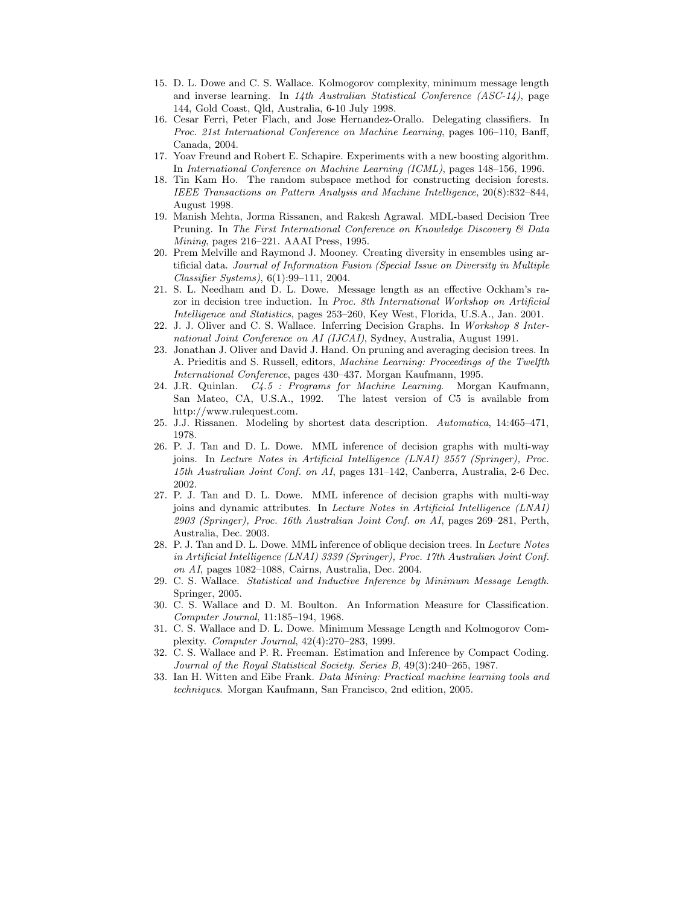15. D. L. Dowe and C. S. Wallace. Kolmogorov complexity, minimum message length and inverse learning. In *14th Australian Statistical Conference (ASC-14)*, page 144, Gold Coast, Qld, Australia, 6-10 July 1998.
16. Cesar Ferri, Peter Flach, and Jose Hernandez-Orallo. Delegating classifiers. In *Proc. 21st International Conference on Machine Learning*, pages 106–110, Banff, Canada, 2004.
17. Yoav Freund and Robert E. Schapire. Experiments with a new boosting algorithm. In *International Conference on Machine Learning (ICML)*, pages 148–156, 1996.
18. Tin Kam Ho. The random subspace method for constructing decision forests. *IEEE Transactions on Pattern Analysis and Machine Intelligence*, 20(8):832–844, August 1998.
19. Manish Mehta, Jorma Rissanen, and Rakesh Agrawal. MDL-based Decision Tree Pruning. In *The First International Conference on Knowledge Discovery & Data Mining*, pages 216–221. AAAI Press, 1995.
20. Prem Melville and Raymond J. Mooney. Creating diversity in ensembles using artificial data. *Journal of Information Fusion (Special Issue on Diversity in Multiple Classifier Systems)*, 6(1):99–111, 2004.
21. S. L. Needham and D. L. Dowe. Message length as an effective Ockham's razor in decision tree induction. In *Proc. 8th International Workshop on Artificial Intelligence and Statistics*, pages 253–260, Key West, Florida, U.S.A., Jan. 2001.
22. J. J. Oliver and C. S. Wallace. Inferring Decision Graphs. In *Workshop 8 International Joint Conference on AI (IJCAI)*, Sydney, Australia, August 1991.
23. Jonathan J. Oliver and David J. Hand. On pruning and averaging decision trees. In A. Prieditis and S. Russell, editors, *Machine Learning: Proceedings of the Twelfth International Conference*, pages 430–437. Morgan Kaufmann, 1995.
24. J.R. Quinlan. *C4.5 : Programs for Machine Learning*. Morgan Kaufmann, San Mateo, CA, U.S.A., 1992. The latest version of C5 is available from http://www.rulequest.com.
25. J.J. Rissanen. Modeling by shortest data description. *Automatica*, 14:465–471, 1978.
26. P. J. Tan and D. L. Dowe. MML inference of decision graphs with multi-way joins. In *Lecture Notes in Artificial Intelligence (LNAI) 2557 (Springer), Proc. 15th Australian Joint Conf. on AI*, pages 131–142, Canberra, Australia, 2-6 Dec. 2002.
27. P. J. Tan and D. L. Dowe. MML inference of decision graphs with multi-way joins and dynamic attributes. In *Lecture Notes in Artificial Intelligence (LNAI) 2903 (Springer), Proc. 16th Australian Joint Conf. on AI*, pages 269–281, Perth, Australia, Dec. 2003.
28. P. J. Tan and D. L. Dowe. MML inference of oblique decision trees. In *Lecture Notes in Artificial Intelligence (LNAI) 3339 (Springer), Proc. 17th Australian Joint Conf. on AI*, pages 1082–1088, Cairns, Australia, Dec. 2004.
29. C. S. Wallace. *Statistical and Inductive Inference by Minimum Message Length*. Springer, 2005.
30. C. S. Wallace and D. M. Boulton. An Information Measure for Classification. *Computer Journal*, 11:185–194, 1968.
31. C. S. Wallace and D. L. Dowe. Minimum Message Length and Kolmogorov Complexity. *Computer Journal*, 42(4):270–283, 1999.
32. C. S. Wallace and P. R. Freeman. Estimation and Inference by Compact Coding. *Journal of the Royal Statistical Society. Series B*, 49(3):240–265, 1987.
33. Ian H. Witten and Eibe Frank. *Data Mining: Practical machine learning tools and techniques*. Morgan Kaufmann, San Francisco, 2nd edition, 2005.